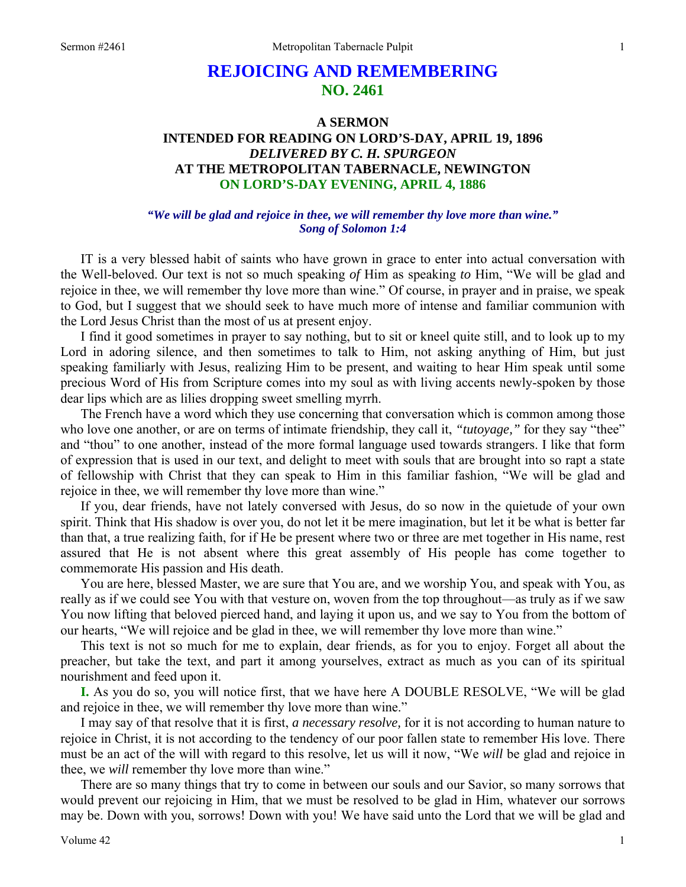# REJOICING AND REMEMBERING
## NO. 2461

### A SERMON
### INTENDED FOR READING ON LORD'S-DAY, APRIL 19, 1896
### *DELIVERED BY C. H. SPURGEON*
### AT THE METROPOLITAN TABERNACLE, NEWINGTON
### ON LORD'S-DAY EVENING, APRIL 4, 1886

***"We will be glad and rejoice in thee, we will remember thy love more than wine." Song of Solomon 1:4***

IT is a very blessed habit of saints who have grown in grace to enter into actual conversation with the Well-beloved. Our text is not so much speaking *of* Him as speaking *to* Him, "We will be glad and rejoice in thee, we will remember thy love more than wine." Of course, in prayer and in praise, we speak to God, but I suggest that we should seek to have much more of intense and familiar communion with the Lord Jesus Christ than the most of us at present enjoy.

I find it good sometimes in prayer to say nothing, but to sit or kneel quite still, and to look up to my Lord in adoring silence, and then sometimes to talk to Him, not asking anything of Him, but just speaking familiarly with Jesus, realizing Him to be present, and waiting to hear Him speak until some precious Word of His from Scripture comes into my soul as with living accents newly-spoken by those dear lips which are as lilies dropping sweet smelling myrrh.

The French have a word which they use concerning that conversation which is common among those who love one another, or are on terms of intimate friendship, they call it, *"tutoyage,"* for they say "thee" and "thou" to one another, instead of the more formal language used towards strangers. I like that form of expression that is used in our text, and delight to meet with souls that are brought into so rapt a state of fellowship with Christ that they can speak to Him in this familiar fashion, "We will be glad and rejoice in thee, we will remember thy love more than wine."

If you, dear friends, have not lately conversed with Jesus, do so now in the quietude of your own spirit. Think that His shadow is over you, do not let it be mere imagination, but let it be what is better far than that, a true realizing faith, for if He be present where two or three are met together in His name, rest assured that He is not absent where this great assembly of His people has come together to commemorate His passion and His death.

You are here, blessed Master, we are sure that You are, and we worship You, and speak with You, as really as if we could see You with that vesture on, woven from the top throughout—as truly as if we saw You now lifting that beloved pierced hand, and laying it upon us, and we say to You from the bottom of our hearts, "We will rejoice and be glad in thee, we will remember thy love more than wine."

This text is not so much for me to explain, dear friends, as for you to enjoy. Forget all about the preacher, but take the text, and part it among yourselves, extract as much as you can of its spiritual nourishment and feed upon it.

**I.** As you do so, you will notice first, that we have here A DOUBLE RESOLVE, "We will be glad and rejoice in thee, we will remember thy love more than wine."

I may say of that resolve that it is first, *a necessary resolve,* for it is not according to human nature to rejoice in Christ, it is not according to the tendency of our poor fallen state to remember His love. There must be an act of the will with regard to this resolve, let us will it now, "We *will* be glad and rejoice in thee, we *will* remember thy love more than wine."

There are so many things that try to come in between our souls and our Savior, so many sorrows that would prevent our rejoicing in Him, that we must be resolved to be glad in Him, whatever our sorrows may be. Down with you, sorrows! Down with you! We have said unto the Lord that we will be glad and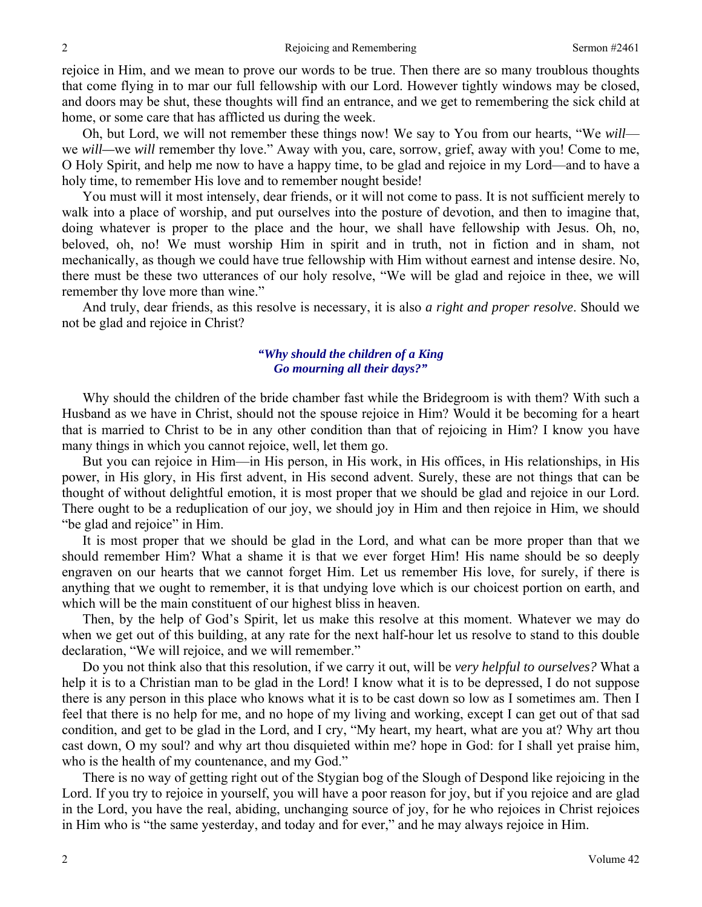rejoice in Him, and we mean to prove our words to be true. Then there are so many troublous thoughts that come flying in to mar our full fellowship with our Lord. However tightly windows may be closed, and doors may be shut, these thoughts will find an entrance, and we get to remembering the sick child at home, or some care that has afflicted us during the week.

Oh, but Lord, we will not remember these things now! We say to You from our hearts, "We *will*—we *will*—we *will* remember thy love." Away with you, care, sorrow, grief, away with you! Come to me, O Holy Spirit, and help me now to have a happy time, to be glad and rejoice in my Lord—and to have a holy time, to remember His love and to remember nought beside!

You must will it most intensely, dear friends, or it will not come to pass. It is not sufficient merely to walk into a place of worship, and put ourselves into the posture of devotion, and then to imagine that, doing whatever is proper to the place and the hour, we shall have fellowship with Jesus. Oh, no, beloved, oh, no! We must worship Him in spirit and in truth, not in fiction and in sham, not mechanically, as though we could have true fellowship with Him without earnest and intense desire. No, there must be these two utterances of our holy resolve, "We will be glad and rejoice in thee, we will remember thy love more than wine."

And truly, dear friends, as this resolve is necessary, it is also *a right and proper resolve*. Should we not be glad and rejoice in Christ?

***"Why should the children of a King***
***Go mourning all their days?"***

Why should the children of the bride chamber fast while the Bridegroom is with them? With such a Husband as we have in Christ, should not the spouse rejoice in Him? Would it be becoming for a heart that is married to Christ to be in any other condition than that of rejoicing in Him? I know you have many things in which you cannot rejoice, well, let them go.

But you can rejoice in Him—in His person, in His work, in His offices, in His relationships, in His power, in His glory, in His first advent, in His second advent. Surely, these are not things that can be thought of without delightful emotion, it is most proper that we should be glad and rejoice in our Lord. There ought to be a reduplication of our joy, we should joy in Him and then rejoice in Him, we should "be glad and rejoice" in Him.

It is most proper that we should be glad in the Lord, and what can be more proper than that we should remember Him? What a shame it is that we ever forget Him! His name should be so deeply engraven on our hearts that we cannot forget Him. Let us remember His love, for surely, if there is anything that we ought to remember, it is that undying love which is our choicest portion on earth, and which will be the main constituent of our highest bliss in heaven.

Then, by the help of God's Spirit, let us make this resolve at this moment. Whatever we may do when we get out of this building, at any rate for the next half-hour let us resolve to stand to this double declaration, "We will rejoice, and we will remember."

Do you not think also that this resolution, if we carry it out, will be *very helpful to ourselves?* What a help it is to a Christian man to be glad in the Lord! I know what it is to be depressed, I do not suppose there is any person in this place who knows what it is to be cast down so low as I sometimes am. Then I feel that there is no help for me, and no hope of my living and working, except I can get out of that sad condition, and get to be glad in the Lord, and I cry, "My heart, my heart, what are you at? Why art thou cast down, O my soul? and why art thou disquieted within me? hope in God: for I shall yet praise him, who is the health of my countenance, and my God."

There is no way of getting right out of the Stygian bog of the Slough of Despond like rejoicing in the Lord. If you try to rejoice in yourself, you will have a poor reason for joy, but if you rejoice and are glad in the Lord, you have the real, abiding, unchanging source of joy, for he who rejoices in Christ rejoices in Him who is "the same yesterday, and today and for ever," and he may always rejoice in Him.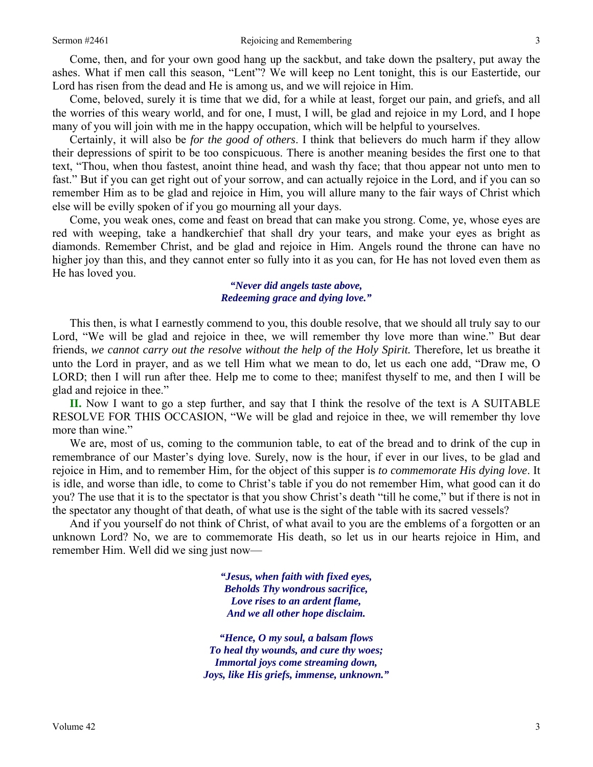Come, then, and for your own good hang up the sackbut, and take down the psaltery, put away the ashes. What if men call this season, "Lent"? We will keep no Lent tonight, this is our Eastertide, our Lord has risen from the dead and He is among us, and we will rejoice in Him.

Come, beloved, surely it is time that we did, for a while at least, forget our pain, and griefs, and all the worries of this weary world, and for one, I must, I will, be glad and rejoice in my Lord, and I hope many of you will join with me in the happy occupation, which will be helpful to yourselves.

Certainly, it will also be *for the good of others*. I think that believers do much harm if they allow their depressions of spirit to be too conspicuous. There is another meaning besides the first one to that text, "Thou, when thou fastest, anoint thine head, and wash thy face; that thou appear not unto men to fast." But if you can get right out of your sorrow, and can actually rejoice in the Lord, and if you can so remember Him as to be glad and rejoice in Him, you will allure many to the fair ways of Christ which else will be evilly spoken of if you go mourning all your days.

Come, you weak ones, come and feast on bread that can make you strong. Come, ye, whose eyes are red with weeping, take a handkerchief that shall dry your tears, and make your eyes as bright as diamonds. Remember Christ, and be glad and rejoice in Him. Angels round the throne can have no higher joy than this, and they cannot enter so fully into it as you can, for He has not loved even them as He has loved you.

> ***"Never did angels taste above,***
> ***Redeeming grace and dying love."***

This then, is what I earnestly commend to you, this double resolve, that we should all truly say to our Lord, "We will be glad and rejoice in thee, we will remember thy love more than wine." But dear friends, *we cannot carry out the resolve without the help of the Holy Spirit.* Therefore, let us breathe it unto the Lord in prayer, and as we tell Him what we mean to do, let us each one add, "Draw me, O LORD; then I will run after thee. Help me to come to thee; manifest thyself to me, and then I will be glad and rejoice in thee."

**II.** Now I want to go a step further, and say that I think the resolve of the text is A SUITABLE RESOLVE FOR THIS OCCASION, "We will be glad and rejoice in thee, we will remember thy love more than wine."

We are, most of us, coming to the communion table, to eat of the bread and to drink of the cup in remembrance of our Master's dying love. Surely, now is the hour, if ever in our lives, to be glad and rejoice in Him, and to remember Him, for the object of this supper is *to commemorate His dying love*. It is idle, and worse than idle, to come to Christ's table if you do not remember Him, what good can it do you? The use that it is to the spectator is that you show Christ's death "till he come," but if there is not in the spectator any thought of that death, of what use is the sight of the table with its sacred vessels?

And if you yourself do not think of Christ, of what avail to you are the emblems of a forgotten or an unknown Lord? No, we are to commemorate His death, so let us in our hearts rejoice in Him, and remember Him. Well did we sing just now—

> ***"Jesus, when faith with fixed eyes,***
> ***Beholds Thy wondrous sacrifice,***
> ***Love rises to an ardent flame,***
> ***And we all other hope disclaim.***
>
> ***"Hence, O my soul, a balsam flows***
> ***To heal thy wounds, and cure thy woes;***
> ***Immortal joys come streaming down,***
> ***Joys, like His griefs, immense, unknown."***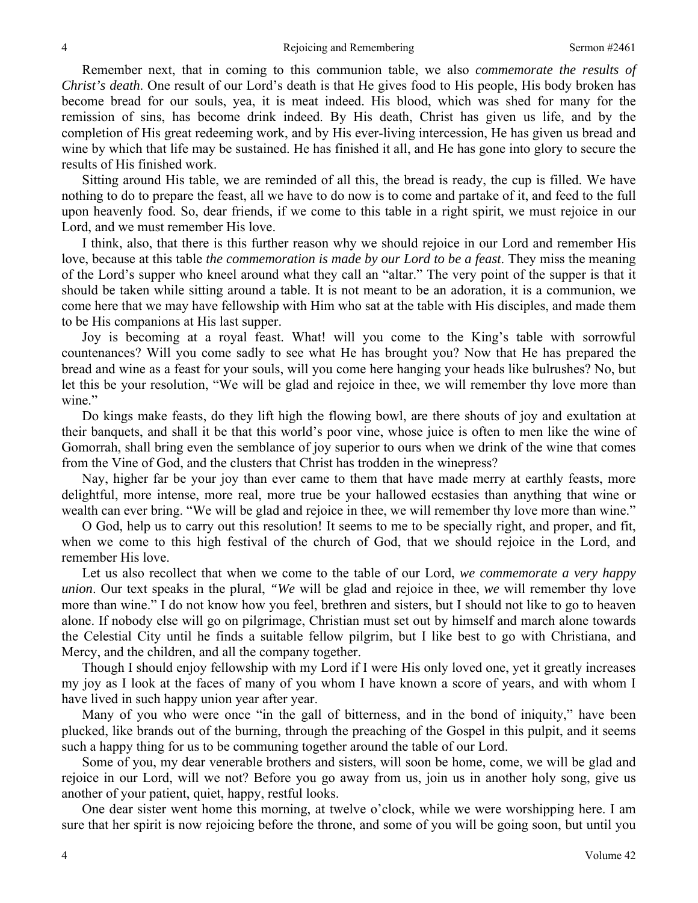Remember next, that in coming to this communion table, we also *commemorate the results of Christ's death*. One result of our Lord's death is that He gives food to His people, His body broken has become bread for our souls, yea, it is meat indeed. His blood, which was shed for many for the remission of sins, has become drink indeed. By His death, Christ has given us life, and by the completion of His great redeeming work, and by His ever-living intercession, He has given us bread and wine by which that life may be sustained. He has finished it all, and He has gone into glory to secure the results of His finished work.

Sitting around His table, we are reminded of all this, the bread is ready, the cup is filled. We have nothing to do to prepare the feast, all we have to do now is to come and partake of it, and feed to the full upon heavenly food. So, dear friends, if we come to this table in a right spirit, we must rejoice in our Lord, and we must remember His love.

I think, also, that there is this further reason why we should rejoice in our Lord and remember His love, because at this table *the commemoration is made by our Lord to be a feast*. They miss the meaning of the Lord's supper who kneel around what they call an "altar." The very point of the supper is that it should be taken while sitting around a table. It is not meant to be an adoration, it is a communion, we come here that we may have fellowship with Him who sat at the table with His disciples, and made them to be His companions at His last supper.

Joy is becoming at a royal feast. What! will you come to the King's table with sorrowful countenances? Will you come sadly to see what He has brought you? Now that He has prepared the bread and wine as a feast for your souls, will you come here hanging your heads like bulrushes? No, but let this be your resolution, "We will be glad and rejoice in thee, we will remember thy love more than wine."

Do kings make feasts, do they lift high the flowing bowl, are there shouts of joy and exultation at their banquets, and shall it be that this world's poor vine, whose juice is often to men like the wine of Gomorrah, shall bring even the semblance of joy superior to ours when we drink of the wine that comes from the Vine of God, and the clusters that Christ has trodden in the winepress?

Nay, higher far be your joy than ever came to them that have made merry at earthly feasts, more delightful, more intense, more real, more true be your hallowed ecstasies than anything that wine or wealth can ever bring. "We will be glad and rejoice in thee, we will remember thy love more than wine."

O God, help us to carry out this resolution! It seems to me to be specially right, and proper, and fit, when we come to this high festival of the church of God, that we should rejoice in the Lord, and remember His love.

Let us also recollect that when we come to the table of our Lord, *we commemorate a very happy union*. Our text speaks in the plural, *"We* will be glad and rejoice in thee, *we* will remember thy love more than wine." I do not know how you feel, brethren and sisters, but I should not like to go to heaven alone. If nobody else will go on pilgrimage, Christian must set out by himself and march alone towards the Celestial City until he finds a suitable fellow pilgrim, but I like best to go with Christiana, and Mercy, and the children, and all the company together.

Though I should enjoy fellowship with my Lord if I were His only loved one, yet it greatly increases my joy as I look at the faces of many of you whom I have known a score of years, and with whom I have lived in such happy union year after year.

Many of you who were once "in the gall of bitterness, and in the bond of iniquity," have been plucked, like brands out of the burning, through the preaching of the Gospel in this pulpit, and it seems such a happy thing for us to be communing together around the table of our Lord.

Some of you, my dear venerable brothers and sisters, will soon be home, come, we will be glad and rejoice in our Lord, will we not? Before you go away from us, join us in another holy song, give us another of your patient, quiet, happy, restful looks.

One dear sister went home this morning, at twelve o'clock, while we were worshipping here. I am sure that her spirit is now rejoicing before the throne, and some of you will be going soon, but until you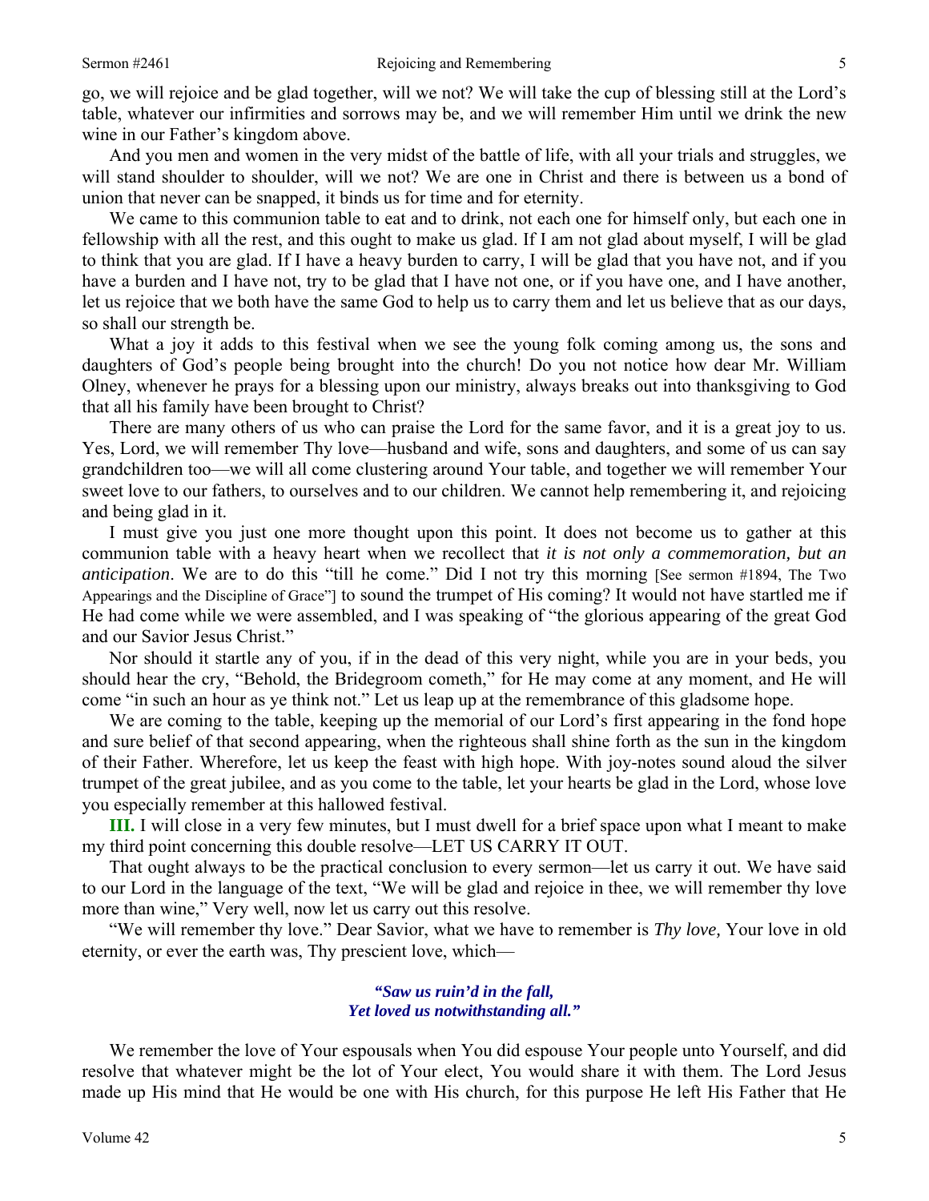go, we will rejoice and be glad together, will we not? We will take the cup of blessing still at the Lord's table, whatever our infirmities and sorrows may be, and we will remember Him until we drink the new wine in our Father's kingdom above.

And you men and women in the very midst of the battle of life, with all your trials and struggles, we will stand shoulder to shoulder, will we not? We are one in Christ and there is between us a bond of union that never can be snapped, it binds us for time and for eternity.

We came to this communion table to eat and to drink, not each one for himself only, but each one in fellowship with all the rest, and this ought to make us glad. If I am not glad about myself, I will be glad to think that you are glad. If I have a heavy burden to carry, I will be glad that you have not, and if you have a burden and I have not, try to be glad that I have not one, or if you have one, and I have another, let us rejoice that we both have the same God to help us to carry them and let us believe that as our days, so shall our strength be.

What a joy it adds to this festival when we see the young folk coming among us, the sons and daughters of God's people being brought into the church! Do you not notice how dear Mr. William Olney, whenever he prays for a blessing upon our ministry, always breaks out into thanksgiving to God that all his family have been brought to Christ?

There are many others of us who can praise the Lord for the same favor, and it is a great joy to us. Yes, Lord, we will remember Thy love—husband and wife, sons and daughters, and some of us can say grandchildren too—we will all come clustering around Your table, and together we will remember Your sweet love to our fathers, to ourselves and to our children. We cannot help remembering it, and rejoicing and being glad in it.

I must give you just one more thought upon this point. It does not become us to gather at this communion table with a heavy heart when we recollect that *it is not only a commemoration, but an anticipation*. We are to do this "till he come." Did I not try this morning [See sermon #1894, The Two Appearings and the Discipline of Grace"] to sound the trumpet of His coming? It would not have startled me if He had come while we were assembled, and I was speaking of "the glorious appearing of the great God and our Savior Jesus Christ."

Nor should it startle any of you, if in the dead of this very night, while you are in your beds, you should hear the cry, "Behold, the Bridegroom cometh," for He may come at any moment, and He will come "in such an hour as ye think not." Let us leap up at the remembrance of this gladsome hope.

We are coming to the table, keeping up the memorial of our Lord's first appearing in the fond hope and sure belief of that second appearing, when the righteous shall shine forth as the sun in the kingdom of their Father. Wherefore, let us keep the feast with high hope. With joy-notes sound aloud the silver trumpet of the great jubilee, and as you come to the table, let your hearts be glad in the Lord, whose love you especially remember at this hallowed festival.

**III.** I will close in a very few minutes, but I must dwell for a brief space upon what I meant to make my third point concerning this double resolve—LET US CARRY IT OUT.

That ought always to be the practical conclusion to every sermon—let us carry it out. We have said to our Lord in the language of the text, "We will be glad and rejoice in thee, we will remember thy love more than wine," Very well, now let us carry out this resolve.

"We will remember thy love." Dear Savior, what we have to remember is *Thy love,* Your love in old eternity, or ever the earth was, Thy prescient love, which—

> ***"Saw us ruin'd in the fall,***
> ***Yet loved us notwithstanding all."***

We remember the love of Your espousals when You did espouse Your people unto Yourself, and did resolve that whatever might be the lot of Your elect, You would share it with them. The Lord Jesus made up His mind that He would be one with His church, for this purpose He left His Father that He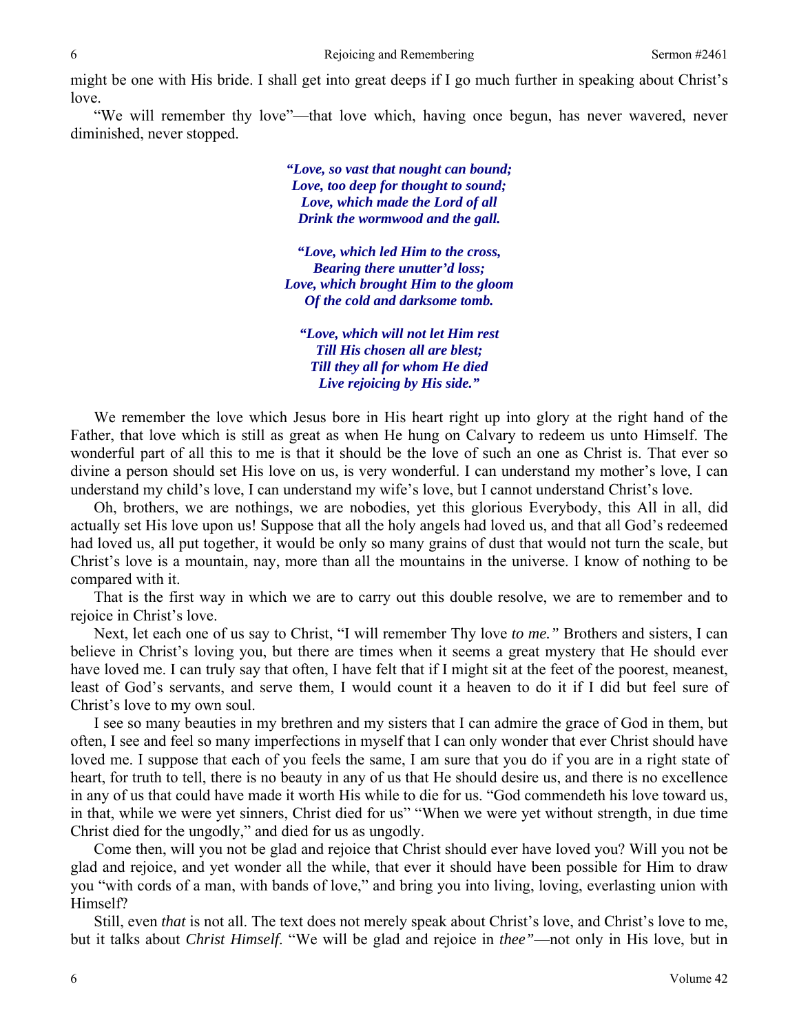might be one with His bride. I shall get into great deeps if I go much further in speaking about Christ's love.

"We will remember thy love"—that love which, having once begun, has never wavered, never diminished, never stopped.

> ***"Love, so vast that nought can bound;***
> ***Love, too deep for thought to sound;***
> ***Love, which made the Lord of all***
> ***Drink the wormwood and the gall.***
>
> ***"Love, which led Him to the cross,***
> ***Bearing there unutter'd loss;***
> ***Love, which brought Him to the gloom***
> ***Of the cold and darksome tomb.***
>
> ***"Love, which will not let Him rest***
> ***Till His chosen all are blest;***
> ***Till they all for whom He died***
> ***Live rejoicing by His side."***

We remember the love which Jesus bore in His heart right up into glory at the right hand of the Father, that love which is still as great as when He hung on Calvary to redeem us unto Himself. The wonderful part of all this to me is that it should be the love of such an one as Christ is. That ever so divine a person should set His love on us, is very wonderful. I can understand my mother's love, I can understand my child's love, I can understand my wife's love, but I cannot understand Christ's love.

Oh, brothers, we are nothings, we are nobodies, yet this glorious Everybody, this All in all, did actually set His love upon us! Suppose that all the holy angels had loved us, and that all God's redeemed had loved us, all put together, it would be only so many grains of dust that would not turn the scale, but Christ's love is a mountain, nay, more than all the mountains in the universe. I know of nothing to be compared with it.

That is the first way in which we are to carry out this double resolve, we are to remember and to rejoice in Christ's love.

Next, let each one of us say to Christ, "I will remember Thy love *to me."* Brothers and sisters, I can believe in Christ's loving you, but there are times when it seems a great mystery that He should ever have loved me. I can truly say that often, I have felt that if I might sit at the feet of the poorest, meanest, least of God's servants, and serve them, I would count it a heaven to do it if I did but feel sure of Christ's love to my own soul.

I see so many beauties in my brethren and my sisters that I can admire the grace of God in them, but often, I see and feel so many imperfections in myself that I can only wonder that ever Christ should have loved me. I suppose that each of you feels the same, I am sure that you do if you are in a right state of heart, for truth to tell, there is no beauty in any of us that He should desire us, and there is no excellence in any of us that could have made it worth His while to die for us. "God commendeth his love toward us, in that, while we were yet sinners, Christ died for us" "When we were yet without strength, in due time Christ died for the ungodly," and died for us as ungodly.

Come then, will you not be glad and rejoice that Christ should ever have loved you? Will you not be glad and rejoice, and yet wonder all the while, that ever it should have been possible for Him to draw you "with cords of a man, with bands of love," and bring you into living, loving, everlasting union with Himself?

Still, even *that* is not all. The text does not merely speak about Christ's love, and Christ's love to me, but it talks about *Christ Himself*. "We will be glad and rejoice in *thee"*—not only in His love, but in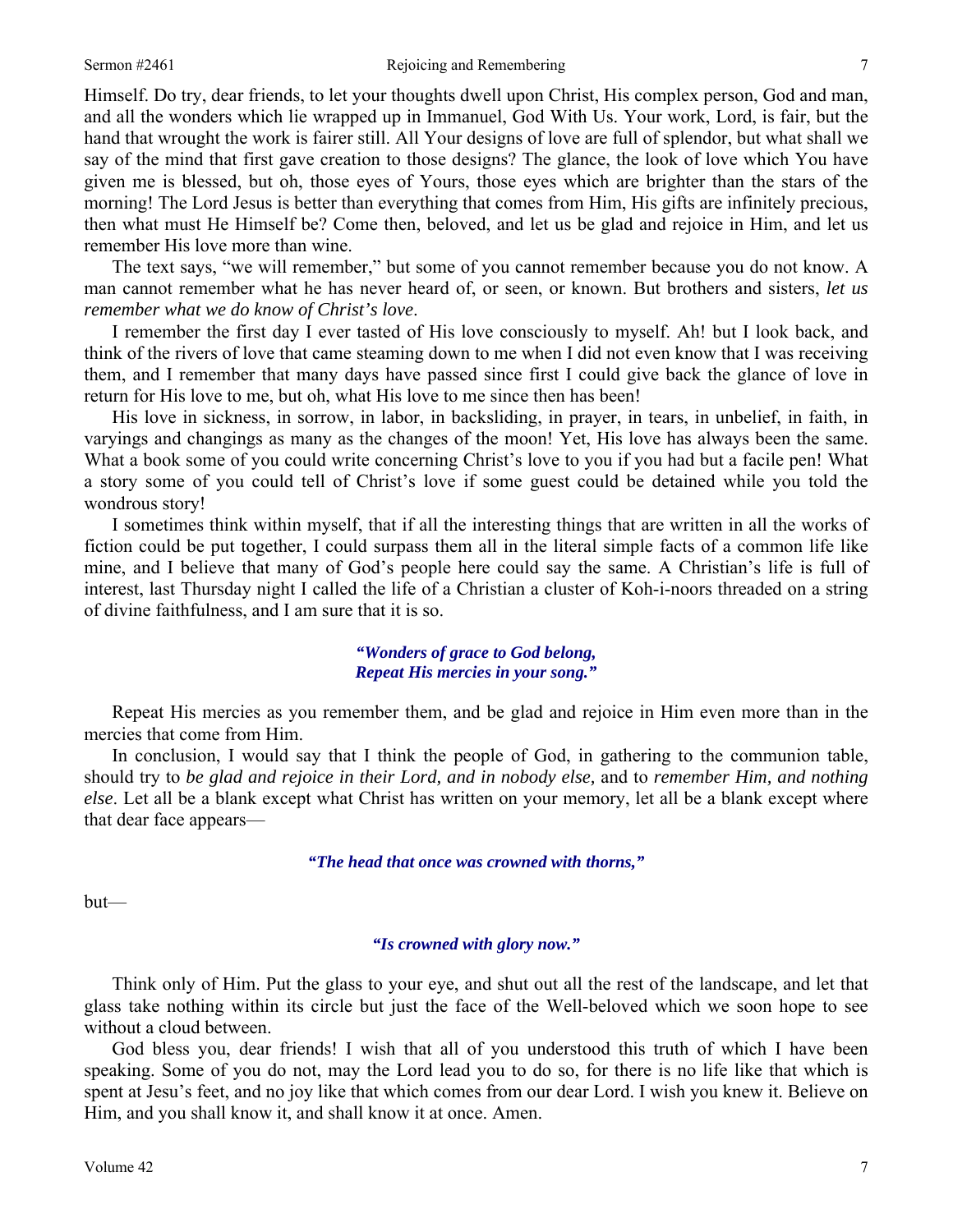Himself. Do try, dear friends, to let your thoughts dwell upon Christ, His complex person, God and man, and all the wonders which lie wrapped up in Immanuel, God With Us. Your work, Lord, is fair, but the hand that wrought the work is fairer still. All Your designs of love are full of splendor, but what shall we say of the mind that first gave creation to those designs? The glance, the look of love which You have given me is blessed, but oh, those eyes of Yours, those eyes which are brighter than the stars of the morning! The Lord Jesus is better than everything that comes from Him, His gifts are infinitely precious, then what must He Himself be? Come then, beloved, and let us be glad and rejoice in Him, and let us remember His love more than wine.

The text says, "we will remember," but some of you cannot remember because you do not know. A man cannot remember what he has never heard of, or seen, or known. But brothers and sisters, *let us remember what we do know of Christ's love*.

I remember the first day I ever tasted of His love consciously to myself. Ah! but I look back, and think of the rivers of love that came steaming down to me when I did not even know that I was receiving them, and I remember that many days have passed since first I could give back the glance of love in return for His love to me, but oh, what His love to me since then has been!

His love in sickness, in sorrow, in labor, in backsliding, in prayer, in tears, in unbelief, in faith, in varyings and changings as many as the changes of the moon! Yet, His love has always been the same. What a book some of you could write concerning Christ's love to you if you had but a facile pen! What a story some of you could tell of Christ's love if some guest could be detained while you told the wondrous story!

I sometimes think within myself, that if all the interesting things that are written in all the works of fiction could be put together, I could surpass them all in the literal simple facts of a common life like mine, and I believe that many of God's people here could say the same. A Christian's life is full of interest, last Thursday night I called the life of a Christian a cluster of Koh-i-noors threaded on a string of divine faithfulness, and I am sure that it is so.

> ***"Wonders of grace to God belong,***
> ***Repeat His mercies in your song."***

Repeat His mercies as you remember them, and be glad and rejoice in Him even more than in the mercies that come from Him.

In conclusion, I would say that I think the people of God, in gathering to the communion table, should try to *be glad and rejoice in their Lord, and in nobody else,* and to *remember Him, and nothing else*. Let all be a blank except what Christ has written on your memory, let all be a blank except where that dear face appears—

> ***"The head that once was crowned with thorns,"***

but—

> ***"Is crowned with glory now."***

Think only of Him. Put the glass to your eye, and shut out all the rest of the landscape, and let that glass take nothing within its circle but just the face of the Well-beloved which we soon hope to see without a cloud between.

God bless you, dear friends! I wish that all of you understood this truth of which I have been speaking. Some of you do not, may the Lord lead you to do so, for there is no life like that which is spent at Jesu's feet, and no joy like that which comes from our dear Lord. I wish you knew it. Believe on Him, and you shall know it, and shall know it at once. Amen.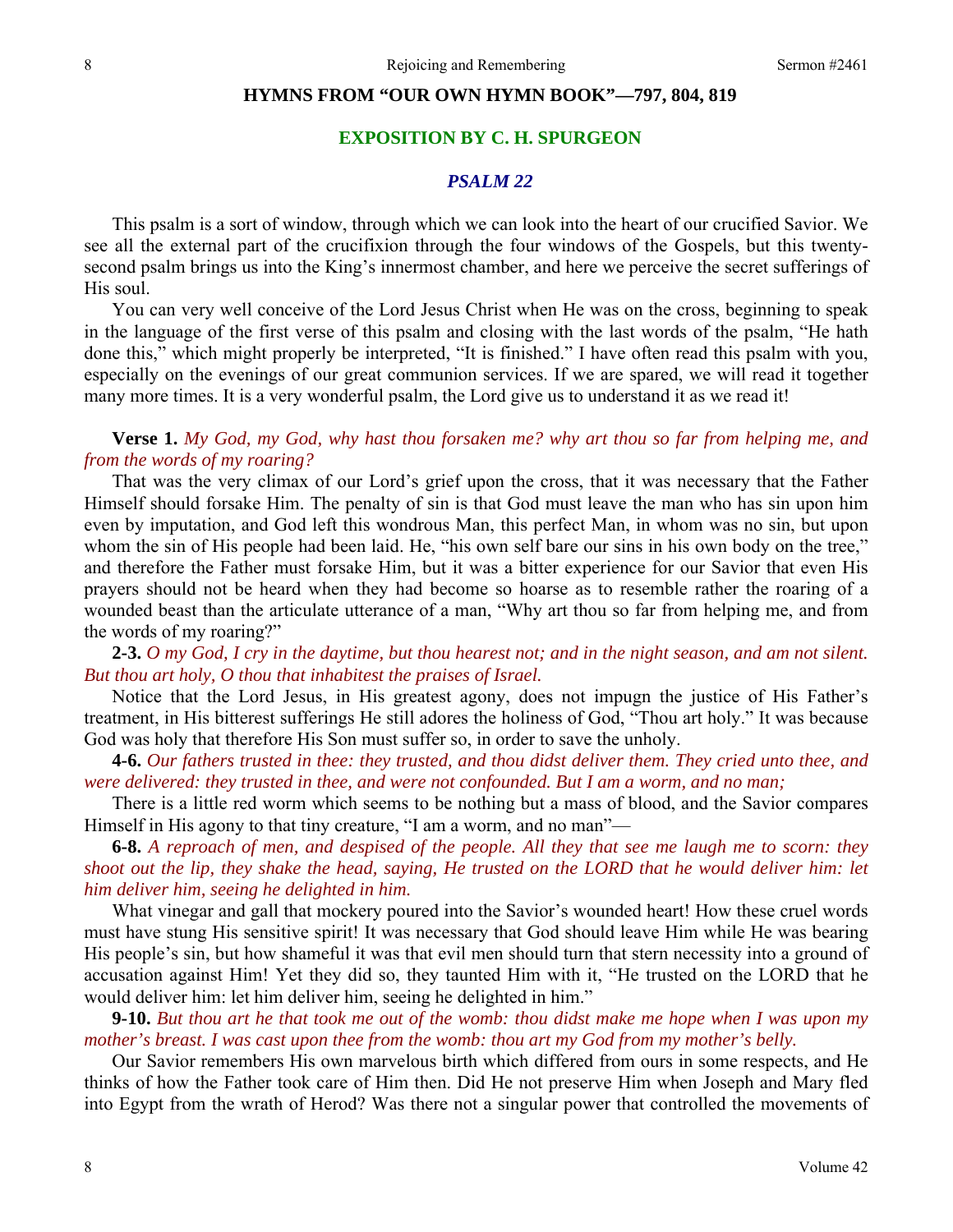## HYMNS FROM "OUR OWN HYMN BOOK"—797, 804, 819

## EXPOSITION BY C. H. SPURGEON

### *PSALM 22*

This psalm is a sort of window, through which we can look into the heart of our crucified Savior. We see all the external part of the crucifixion through the four windows of the Gospels, but this twenty-second psalm brings us into the King's innermost chamber, and here we perceive the secret sufferings of His soul.

You can very well conceive of the Lord Jesus Christ when He was on the cross, beginning to speak in the language of the first verse of this psalm and closing with the last words of the psalm, "He hath done this," which might properly be interpreted, "It is finished." I have often read this psalm with you, especially on the evenings of our great communion services. If we are spared, we will read it together many more times. It is a very wonderful psalm, the Lord give us to understand it as we read it!

**Verse 1.** *My God, my God, why hast thou forsaken me? why art thou so far from helping me, and from the words of my roaring?*

That was the very climax of our Lord's grief upon the cross, that it was necessary that the Father Himself should forsake Him. The penalty of sin is that God must leave the man who has sin upon him even by imputation, and God left this wondrous Man, this perfect Man, in whom was no sin, but upon whom the sin of His people had been laid. He, "his own self bare our sins in his own body on the tree," and therefore the Father must forsake Him, but it was a bitter experience for our Savior that even His prayers should not be heard when they had become so hoarse as to resemble rather the roaring of a wounded beast than the articulate utterance of a man, "Why art thou so far from helping me, and from the words of my roaring?"

**2-3.** *O my God, I cry in the daytime, but thou hearest not; and in the night season, and am not silent. But thou art holy, O thou that inhabitest the praises of Israel.*

Notice that the Lord Jesus, in His greatest agony, does not impugn the justice of His Father's treatment, in His bitterest sufferings He still adores the holiness of God, "Thou art holy." It was because God was holy that therefore His Son must suffer so, in order to save the unholy.

**4-6.** *Our fathers trusted in thee: they trusted, and thou didst deliver them. They cried unto thee, and were delivered: they trusted in thee, and were not confounded. But I am a worm, and no man;*

There is a little red worm which seems to be nothing but a mass of blood, and the Savior compares Himself in His agony to that tiny creature, "I am a worm, and no man"—

**6-8.** *A reproach of men, and despised of the people. All they that see me laugh me to scorn: they shoot out the lip, they shake the head, saying, He trusted on the LORD that he would deliver him: let him deliver him, seeing he delighted in him.*

What vinegar and gall that mockery poured into the Savior's wounded heart! How these cruel words must have stung His sensitive spirit! It was necessary that God should leave Him while He was bearing His people's sin, but how shameful it was that evil men should turn that stern necessity into a ground of accusation against Him! Yet they did so, they taunted Him with it, "He trusted on the LORD that he would deliver him: let him deliver him, seeing he delighted in him."

**9-10.** *But thou art he that took me out of the womb: thou didst make me hope when I was upon my mother's breast. I was cast upon thee from the womb: thou art my God from my mother's belly.*

Our Savior remembers His own marvelous birth which differed from ours in some respects, and He thinks of how the Father took care of Him then. Did He not preserve Him when Joseph and Mary fled into Egypt from the wrath of Herod? Was there not a singular power that controlled the movements of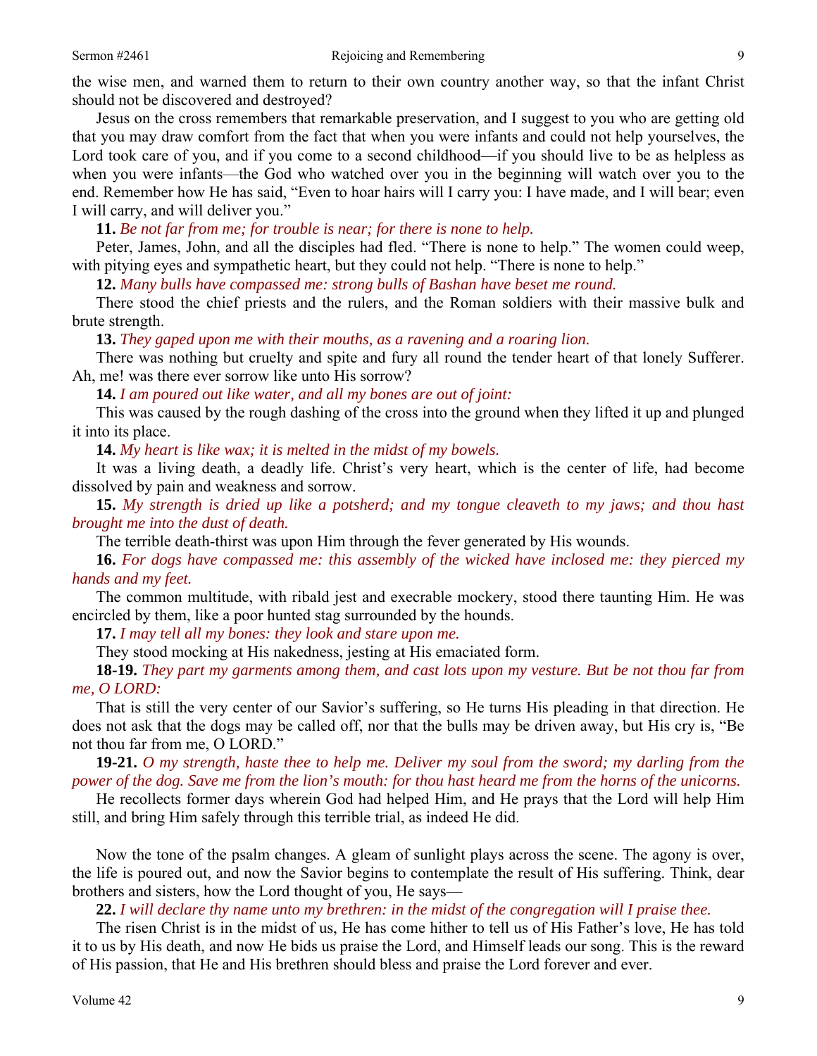the wise men, and warned them to return to their own country another way, so that the infant Christ should not be discovered and destroyed?

Jesus on the cross remembers that remarkable preservation, and I suggest to you who are getting old that you may draw comfort from the fact that when you were infants and could not help yourselves, the Lord took care of you, and if you come to a second childhood—if you should live to be as helpless as when you were infants—the God who watched over you in the beginning will watch over you to the end. Remember how He has said, "Even to hoar hairs will I carry you: I have made, and I will bear; even I will carry, and will deliver you."

**11.** *Be not far from me; for trouble is near; for there is none to help.*

Peter, James, John, and all the disciples had fled. "There is none to help." The women could weep, with pitying eyes and sympathetic heart, but they could not help. "There is none to help."

**12.** *Many bulls have compassed me: strong bulls of Bashan have beset me round.*

There stood the chief priests and the rulers, and the Roman soldiers with their massive bulk and brute strength.

**13.** *They gaped upon me with their mouths, as a ravening and a roaring lion.*

There was nothing but cruelty and spite and fury all round the tender heart of that lonely Sufferer. Ah, me! was there ever sorrow like unto His sorrow?

**14.** *I am poured out like water, and all my bones are out of joint:*

This was caused by the rough dashing of the cross into the ground when they lifted it up and plunged it into its place.

**14.** *My heart is like wax; it is melted in the midst of my bowels.*

It was a living death, a deadly life. Christ's very heart, which is the center of life, had become dissolved by pain and weakness and sorrow.

**15.** *My strength is dried up like a potsherd; and my tongue cleaveth to my jaws; and thou hast brought me into the dust of death.*

The terrible death-thirst was upon Him through the fever generated by His wounds.

**16.** *For dogs have compassed me: this assembly of the wicked have inclosed me: they pierced my hands and my feet.*

The common multitude, with ribald jest and execrable mockery, stood there taunting Him. He was encircled by them, like a poor hunted stag surrounded by the hounds.

**17.** *I may tell all my bones: they look and stare upon me.*

They stood mocking at His nakedness, jesting at His emaciated form.

**18-19.** *They part my garments among them, and cast lots upon my vesture. But be not thou far from me, O LORD:*

That is still the very center of our Savior's suffering, so He turns His pleading in that direction. He does not ask that the dogs may be called off, nor that the bulls may be driven away, but His cry is, "Be not thou far from me, O LORD."

**19-21.** *O my strength, haste thee to help me. Deliver my soul from the sword; my darling from the power of the dog. Save me from the lion's mouth: for thou hast heard me from the horns of the unicorns.*

He recollects former days wherein God had helped Him, and He prays that the Lord will help Him still, and bring Him safely through this terrible trial, as indeed He did.

Now the tone of the psalm changes. A gleam of sunlight plays across the scene. The agony is over, the life is poured out, and now the Savior begins to contemplate the result of His suffering. Think, dear brothers and sisters, how the Lord thought of you, He says—

**22.** *I will declare thy name unto my brethren: in the midst of the congregation will I praise thee.*

The risen Christ is in the midst of us, He has come hither to tell us of His Father's love, He has told it to us by His death, and now He bids us praise the Lord, and Himself leads our song. This is the reward of His passion, that He and His brethren should bless and praise the Lord forever and ever.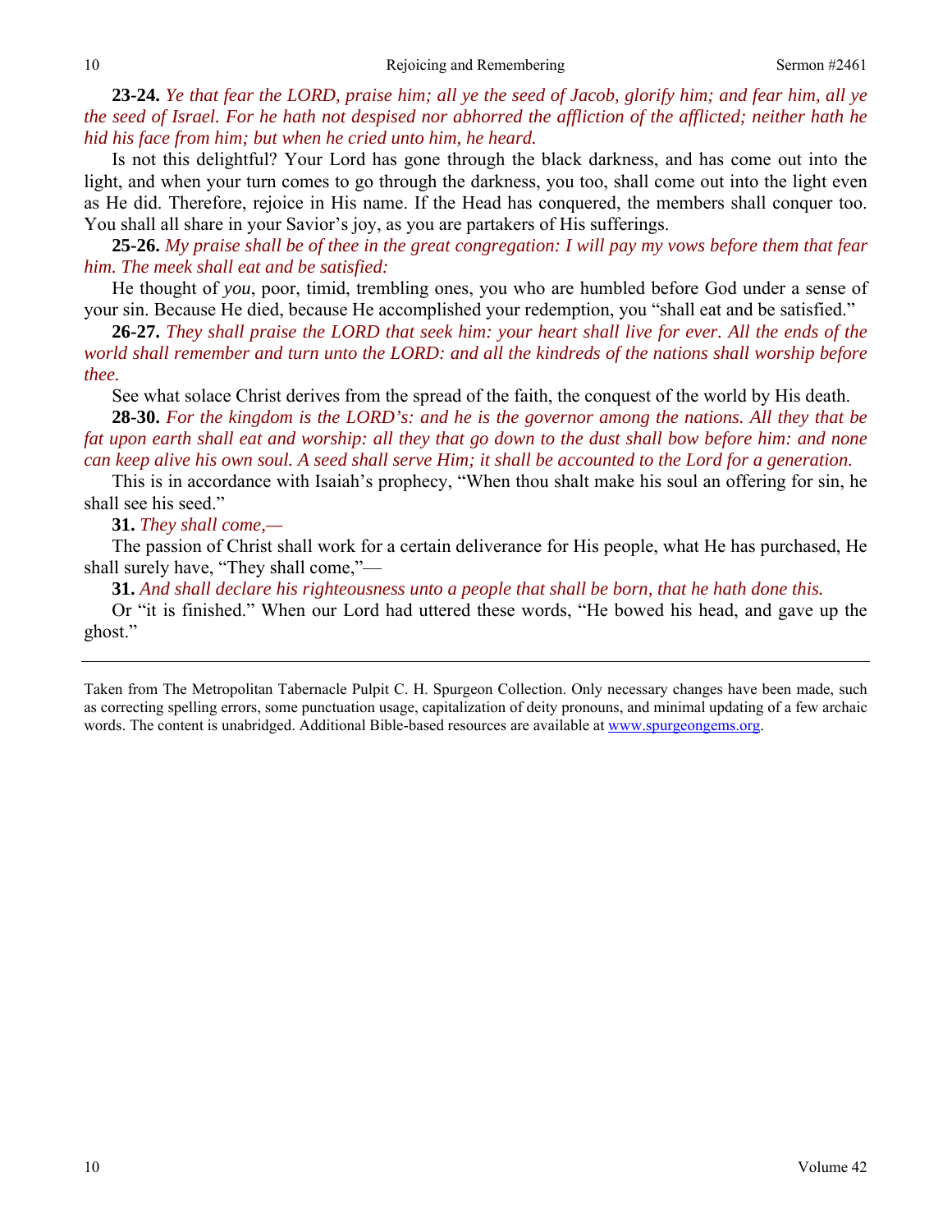**23-24.** *Ye that fear the LORD, praise him; all ye the seed of Jacob, glorify him; and fear him, all ye the seed of Israel. For he hath not despised nor abhorred the affliction of the afflicted; neither hath he hid his face from him; but when he cried unto him, he heard.*

Is not this delightful? Your Lord has gone through the black darkness, and has come out into the light, and when your turn comes to go through the darkness, you too, shall come out into the light even as He did. Therefore, rejoice in His name. If the Head has conquered, the members shall conquer too. You shall all share in your Savior's joy, as you are partakers of His sufferings.

**25-26.** *My praise shall be of thee in the great congregation: I will pay my vows before them that fear him. The meek shall eat and be satisfied:*

He thought of *you*, poor, timid, trembling ones, you who are humbled before God under a sense of your sin. Because He died, because He accomplished your redemption, you "shall eat and be satisfied."

**26-27.** *They shall praise the LORD that seek him: your heart shall live for ever. All the ends of the world shall remember and turn unto the LORD: and all the kindreds of the nations shall worship before thee.*

See what solace Christ derives from the spread of the faith, the conquest of the world by His death.

**28-30.** *For the kingdom is the LORD's: and he is the governor among the nations. All they that be fat upon earth shall eat and worship: all they that go down to the dust shall bow before him: and none can keep alive his own soul. A seed shall serve Him; it shall be accounted to the Lord for a generation.*

This is in accordance with Isaiah's prophecy, "When thou shalt make his soul an offering for sin, he shall see his seed."

**31.** *They shall come,—*

The passion of Christ shall work for a certain deliverance for His people, what He has purchased, He shall surely have, "They shall come,"—

**31.** *And shall declare his righteousness unto a people that shall be born, that he hath done this.*

Or "it is finished." When our Lord had uttered these words, "He bowed his head, and gave up the ghost."

---

Taken from The Metropolitan Tabernacle Pulpit C. H. Spurgeon Collection. Only necessary changes have been made, such as correcting spelling errors, some punctuation usage, capitalization of deity pronouns, and minimal updating of a few archaic words. The content is unabridged. Additional Bible-based resources are available at www.spurgeongems.org.